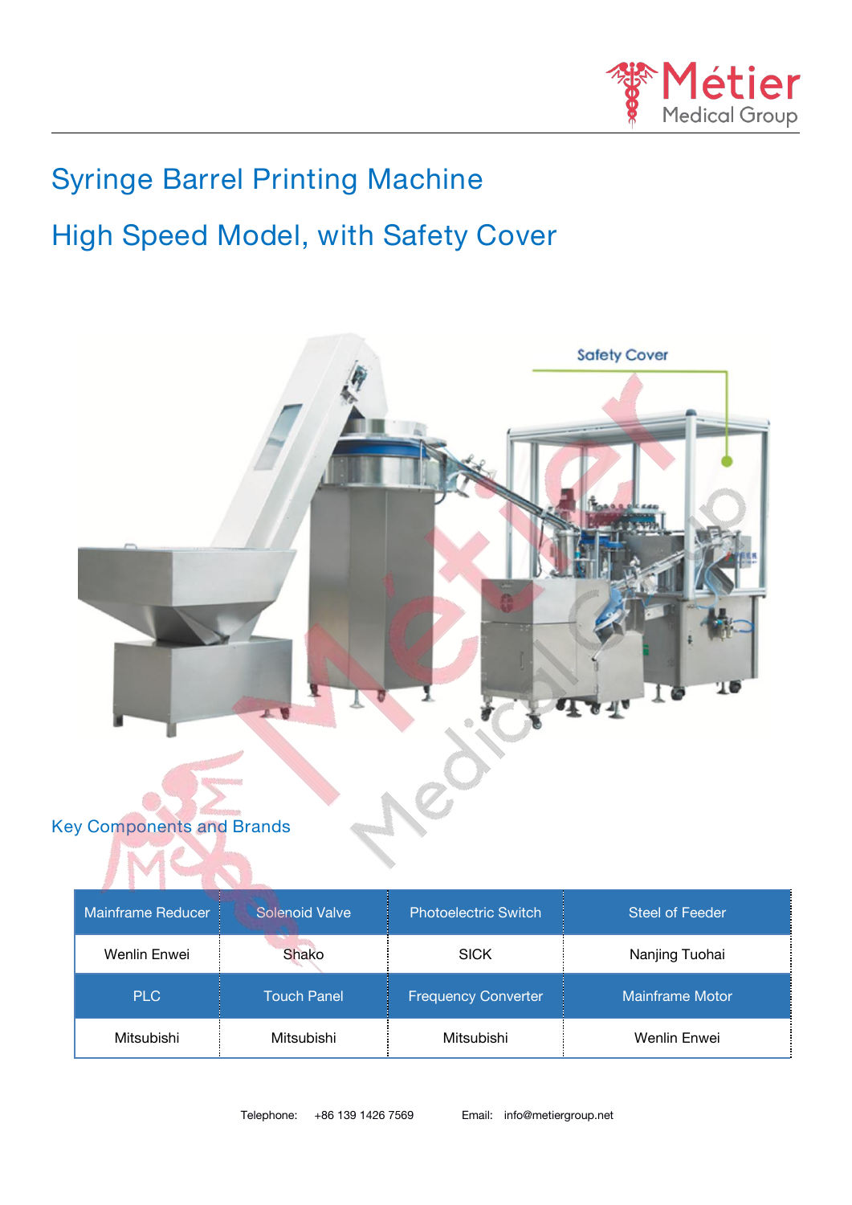# Syringe Barrel Printing Machine

## High Speed Model, with Safety Cover

Safety Cover

### Key Components and Brands

| Mainframe Reducer | Solenoid Valve | Photoelectric Switch | Steel of Feeder |
|---|---|---|---|
| Wenlin Enwei | Shako | SICK | Nanjing Tuohai |
| **PLC** | **Touch Panel** | **Frequency Converter** | **Mainframe Motor** |
| Mitsubishi | Mitsubishi | Mitsubishi | Wenlin Enwei |

Telephone: +86 139 1426 7569 Email: info@metiergroup.net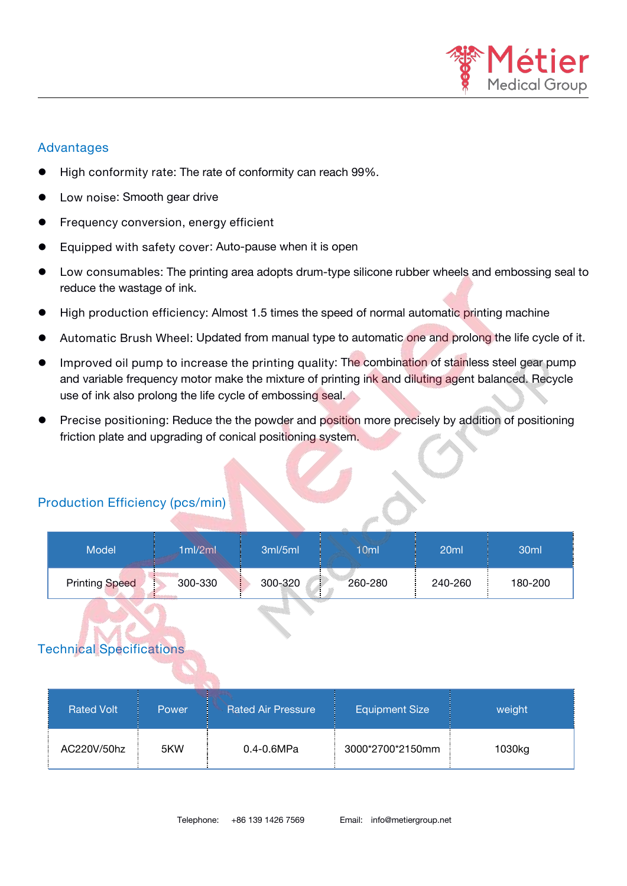## Advantages

- High conformity rate: The rate of conformity can reach 99%.
- Low noise: Smooth gear drive
- Frequency conversion, energy efficient
- Equipped with safety cover: Auto-pause when it is open
- Low consumables: The printing area adopts drum-type silicone rubber wheels and embossing seal to reduce the wastage of ink.
- High production efficiency: Almost 1.5 times the speed of normal automatic printing machine
- Automatic Brush Wheel: Updated from manual type to automatic one and prolong the life cycle of it.
- Improved oil pump to increase the printing quality: The combination of stainless steel gear pump and variable frequency motor make the mixture of printing ink and diluting agent balanced. Recycle use of ink also prolong the life cycle of embossing seal.
- Precise positioning: Reduce the the powder and position more precisely by addition of positioning friction plate and upgrading of conical positioning system.

## Production Efficiency (pcs/min)

| Model | 1ml/2ml | 3ml/5ml | 10ml | 20ml | 30ml |
|---|---|---|---|---|---|
| Printing Speed | 300-330 | 300-320 | 260-280 | 240-260 | 180-200 |

## Technical Specifications

| Rated Volt | Power | Rated Air Pressure | Equipment Size | weight |
|---|---|---|---|---|
| AC220V/50hz | 5KW | 0.4-0.6MPa | 3000*2700*2150mm | 1030kg |

Telephone: +86 139 1426 7569 Email: info@metiergroup.net